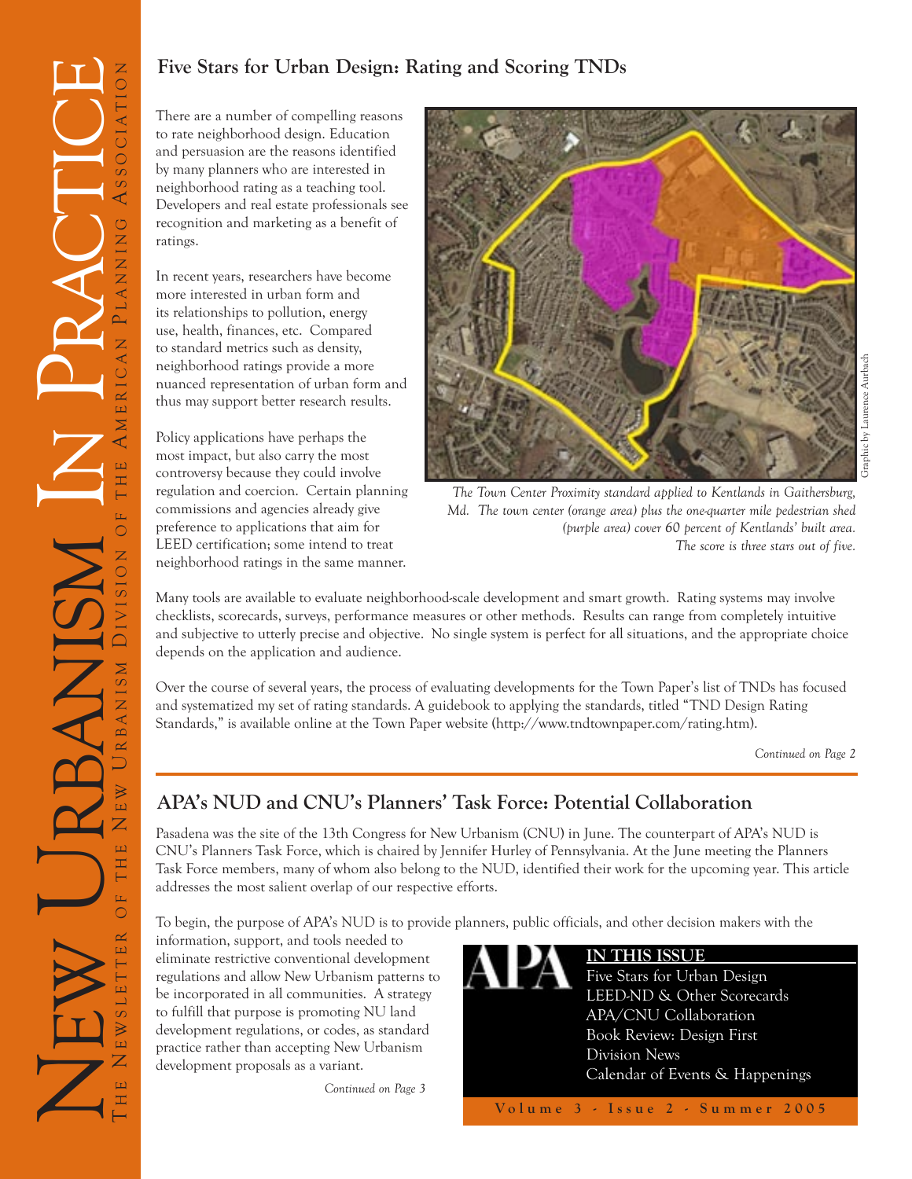# New Urbanism In Practice

The Newsletter of the New Urbanism Division of the American Planning Association

## Five Stars for Urban Design: Rating and Scoring TNDs

There are a number of compelling reasons to rate neighborhood design. Education and persuasion are the reasons identified by many planners who are interested in neighborhood rating as a teaching tool. Developers and real estate professionals see recognition and marketing as a benefit of ratings.

In recent years, researchers have become more interested in urban form and its relationships to pollution, energy use, health, finances, etc. Compared to standard metrics such as density, neighborhood ratings provide a more nuanced representation of urban form and thus may support better research results.

Policy applications have perhaps the most impact, but also carry the most controversy because they could involve regulation and coercion. Certain planning commissions and agencies already give preference to applications that aim for LEED certification; some intend to treat neighborhood ratings in the same manner.

*The Town Center Proximity standard applied to Kentlands in Gaithersburg, Md. The town center (orange area) plus the one-quarter mile pedestrian shed (purple area) cover 60 percent of Kentlands' built area. The score is three stars out of five.*

Graphic by Laurence Aurbach

Many tools are available to evaluate neighborhood-scale development and smart growth. Rating systems may involve checklists, scorecards, surveys, performance measures or other methods. Results can range from completely intuitive and subjective to utterly precise and objective. No single system is perfect for all situations, and the appropriate choice depends on the application and audience.

Over the course of several years, the process of evaluating developments for the Town Paper's list of TNDs has focused and systematized my set of rating standards. A guidebook to applying the standards, titled "TND Design Rating Standards," is available online at the Town Paper website (http://www.tndtownpaper.com/rating.htm).

*Continued on Page 2*

## APA's NUD and CNU's Planners' Task Force: Potential Collaboration

Pasadena was the site of the 13th Congress for New Urbanism (CNU) in June. The counterpart of APA's NUD is CNU's Planners Task Force, which is chaired by Jennifer Hurley of Pennsylvania. At the June meeting the Planners Task Force members, many of whom also belong to the NUD, identified their work for the upcoming year. This article addresses the most salient overlap of our respective efforts.

To begin, the purpose of APA's NUD is to provide planners, public officials, and other decision makers with the information, support, and tools needed to eliminate restrictive conventional development regulations and allow New Urbanism patterns to be incorporated in all communities. A strategy to fulfill that purpose is promoting NU land development regulations, or codes, as standard practice rather than accepting New Urbanism development proposals as a variant.

*Continued on Page 3*

**IN THIS ISSUE**

- Five Stars for Urban Design
- LEED-ND & Other Scorecards
- APA/CNU Collaboration
- Book Review: Design First
- Division News
- Calendar of Events & Happenings

Volume 3 - Issue 2 - Summer 2005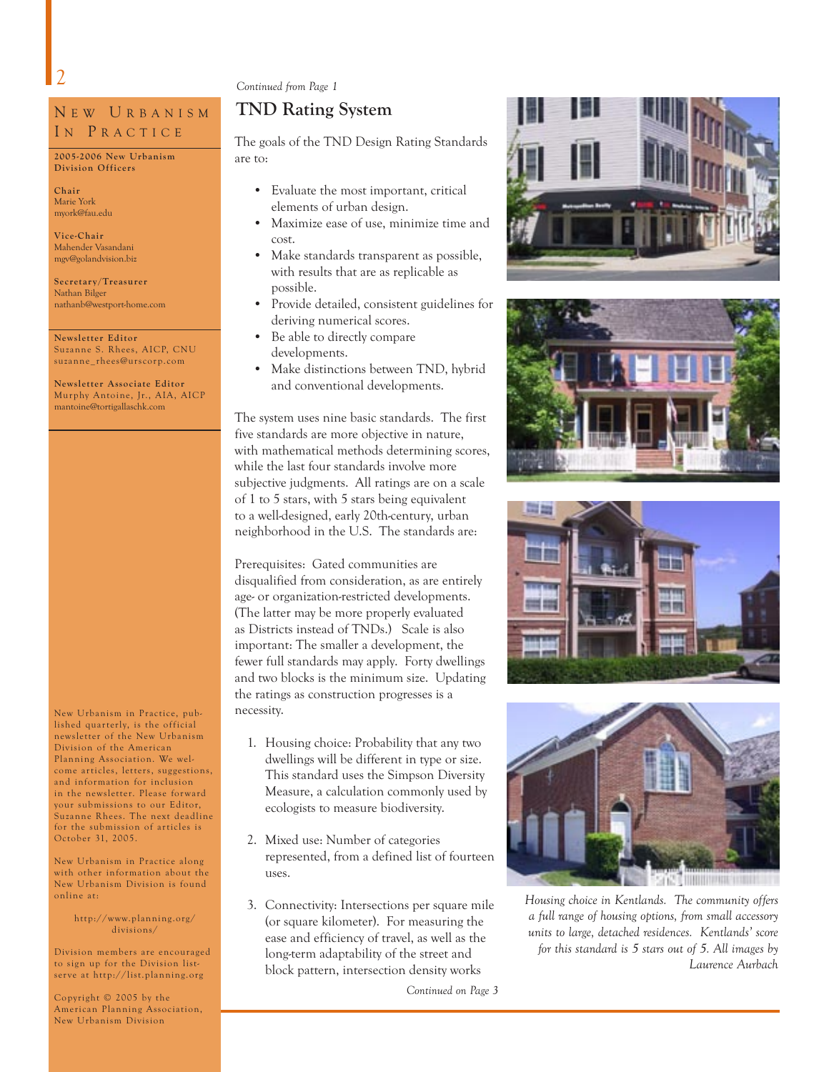## New Urbanism In Practice

**2005-2006 New Urbanism Division Officers**

**Chair**
Marie York
myork@fau.edu

**Vice-Chair**
Mahender Vasandani
mgv@golandvision.biz

**Secretary/Treasurer**
Nathan Bilger
nathanb@westport-home.com

**Newsletter Editor**
Suzanne S. Rhees, AICP, CNU
suzanne_rhees@urscorp.com

**Newsletter Associate Editor**
Murphy Antoine, Jr., AIA, AICP
mantoine@tortigallaschk.com

New Urbanism in Practice, published quarterly, is the official newsletter of the New Urbanism Division of the American Planning Association. We welcome articles, letters, suggestions, and information for inclusion in the newsletter. Please forward your submissions to our Editor, Suzanne Rhees. The next deadline for the submission of articles is October 31, 2005.

New Urbanism in Practice along with other information about the New Urbanism Division is found online at:

http://www.planning.org/divisions/

Division members are encouraged to sign up for the Division listserve at http://list.planning.org

Copyright © 2005 by the American Planning Association, New Urbanism Division

*Continued from Page 1*

## TND Rating System

The goals of the TND Design Rating Standards are to:

- Evaluate the most important, critical elements of urban design.
- Maximize ease of use, minimize time and cost.
- Make standards transparent as possible, with results that are as replicable as possible.
- Provide detailed, consistent guidelines for deriving numerical scores.
- Be able to directly compare developments.
- Make distinctions between TND, hybrid and conventional developments.

The system uses nine basic standards. The first five standards are more objective in nature, with mathematical methods determining scores, while the last four standards involve more subjective judgments. All ratings are on a scale of 1 to 5 stars, with 5 stars being equivalent to a well-designed, early 20th-century, urban neighborhood in the U.S. The standards are:

Prerequisites: Gated communities are disqualified from consideration, as are entirely age- or organization-restricted developments. (The latter may be more properly evaluated as Districts instead of TNDs.) Scale is also important: The smaller a development, the fewer full standards may apply. Forty dwellings and two blocks is the minimum size. Updating the ratings as construction progresses is a necessity.

1. Housing choice: Probability that any two dwellings will be different in type or size. This standard uses the Simpson Diversity Measure, a calculation commonly used by ecologists to measure biodiversity.

2. Mixed use: Number of categories represented, from a defined list of fourteen uses.

3. Connectivity: Intersections per square mile (or square kilometer). For measuring the ease and efficiency of travel, as well as the long-term adaptability of the street and block pattern, intersection density works

*Continued on Page 3*

*Housing choice in Kentlands. The community offers a full range of housing options, from small accessory units to large, detached residences. Kentlands' score for this standard is 5 stars out of 5. All images by Laurence Aurbach*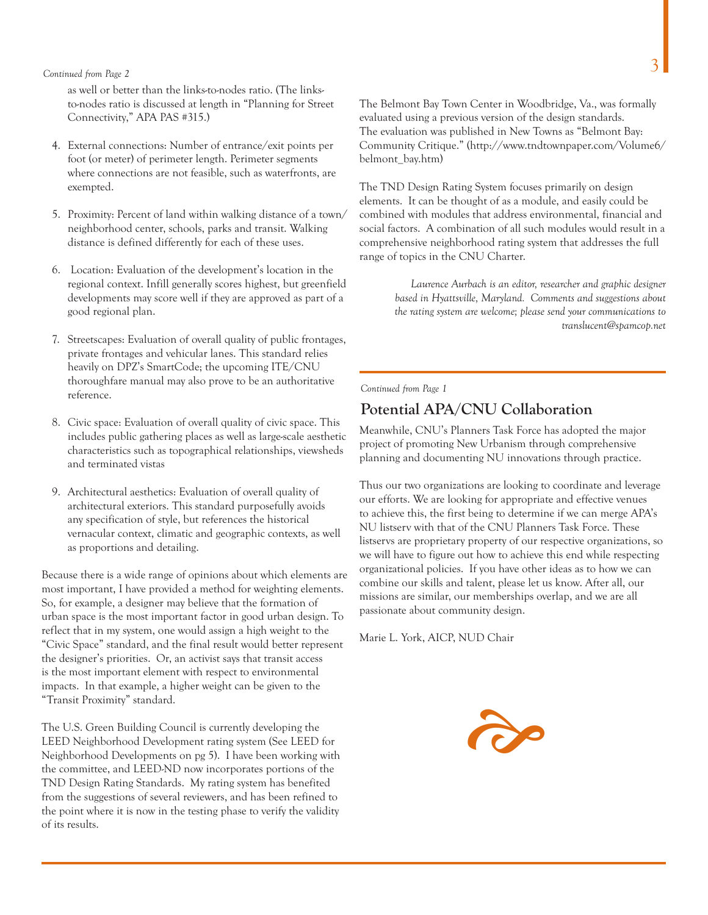*Continued from Page 2*

as well or better than the links-to-nodes ratio. (The links-to-nodes ratio is discussed at length in "Planning for Street Connectivity," APA PAS #315.)

4. External connections: Number of entrance/exit points per foot (or meter) of perimeter length. Perimeter segments where connections are not feasible, such as waterfronts, are exempted.

5. Proximity: Percent of land within walking distance of a town/neighborhood center, schools, parks and transit. Walking distance is defined differently for each of these uses.

6. Location: Evaluation of the development's location in the regional context. Infill generally scores highest, but greenfield developments may score well if they are approved as part of a good regional plan.

7. Streetscapes: Evaluation of overall quality of public frontages, private frontages and vehicular lanes. This standard relies heavily on DPZ's SmartCode; the upcoming ITE/CNU thoroughfare manual may also prove to be an authoritative reference.

8. Civic space: Evaluation of overall quality of civic space. This includes public gathering places as well as large-scale aesthetic characteristics such as topographical relationships, viewsheds and terminated vistas

9. Architectural aesthetics: Evaluation of overall quality of architectural exteriors. This standard purposefully avoids any specification of style, but references the historical vernacular context, climatic and geographic contexts, as well as proportions and detailing.

Because there is a wide range of opinions about which elements are most important, I have provided a method for weighting elements. So, for example, a designer may believe that the formation of urban space is the most important factor in good urban design. To reflect that in my system, one would assign a high weight to the "Civic Space" standard, and the final result would better represent the designer's priorities. Or, an activist says that transit access is the most important element with respect to environmental impacts. In that example, a higher weight can be given to the "Transit Proximity" standard.

The U.S. Green Building Council is currently developing the LEED Neighborhood Development rating system (See LEED for Neighborhood Developments on pg 5). I have been working with the committee, and LEED-ND now incorporates portions of the TND Design Rating Standards. My rating system has benefited from the suggestions of several reviewers, and has been refined to the point where it is now in the testing phase to verify the validity of its results.

The Belmont Bay Town Center in Woodbridge, Va., was formally evaluated using a previous version of the design standards. The evaluation was published in New Towns as "Belmont Bay: Community Critique." (http://www.tndtownpaper.com/Volume6/belmont_bay.htm)

The TND Design Rating System focuses primarily on design elements. It can be thought of as a module, and easily could be combined with modules that address environmental, financial and social factors. A combination of all such modules would result in a comprehensive neighborhood rating system that addresses the full range of topics in the CNU Charter.

*Laurence Aurbach is an editor, researcher and graphic designer based in Hyattsville, Maryland. Comments and suggestions about the rating system are welcome; please send your communications to translucent@spamcop.net*

*Continued from Page 1*

## Potential APA/CNU Collaboration

Meanwhile, CNU's Planners Task Force has adopted the major project of promoting New Urbanism through comprehensive planning and documenting NU innovations through practice.

Thus our two organizations are looking to coordinate and leverage our efforts. We are looking for appropriate and effective venues to achieve this, the first being to determine if we can merge APA's NU listserv with that of the CNU Planners Task Force. These listservs are proprietary property of our respective organizations, so we will have to figure out how to achieve this end while respecting organizational policies. If you have other ideas as to how we can combine our skills and talent, please let us know. After all, our missions are similar, our memberships overlap, and we are all passionate about community design.

Marie L. York, AICP, NUD Chair